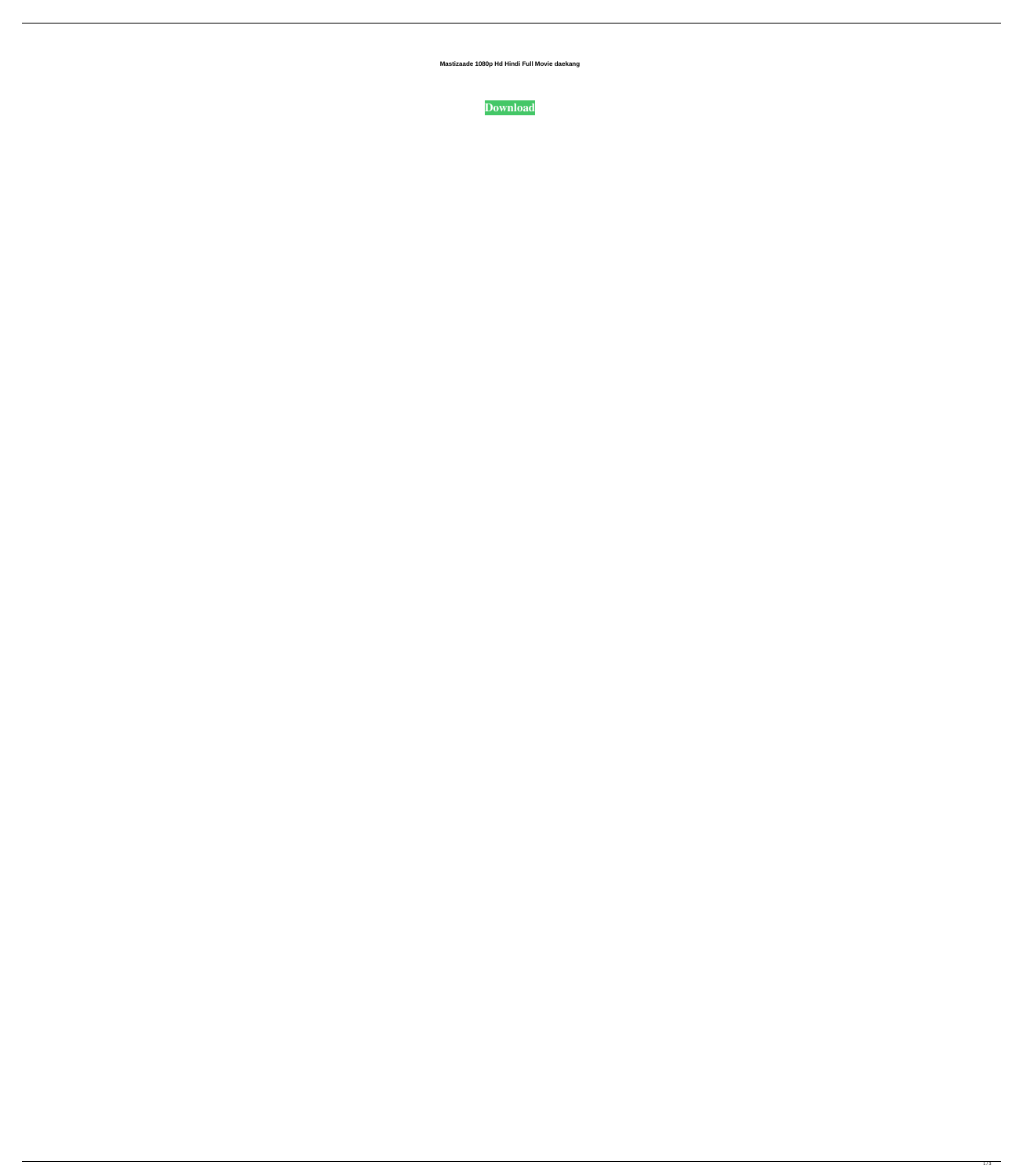**Mastizaade 1080p Hd Hindi Full Movie daekang**

**Download**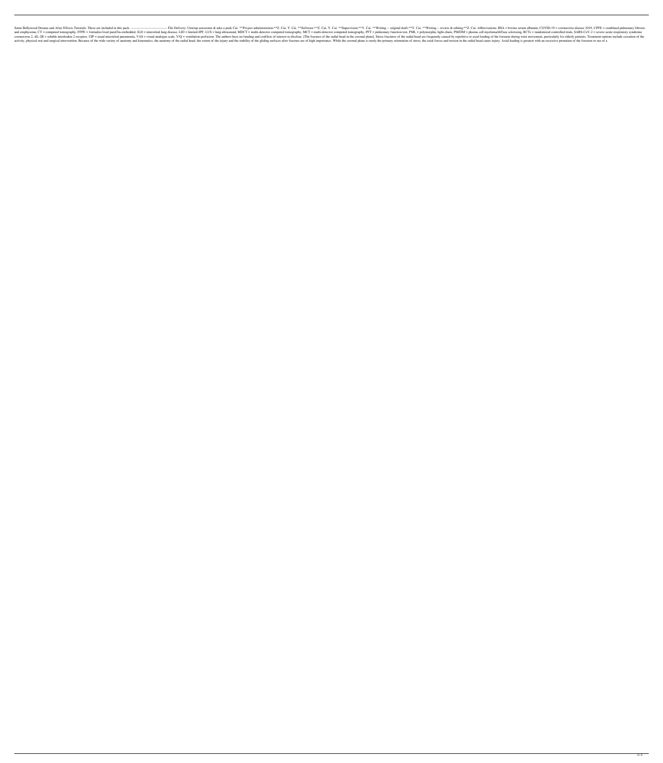Some Bollywood Dreams and After Effects Tutorials: These are included in this pack. -------------------------------- File Delivery: Unwrap awesome & take a peek Cui. **Project administration:**Z. Cui, Y. Cai. **Software:**Z. Cui, Y. Cai. **Supervision:**Y. Cai. **Writing -- original draft:**Y. Cai. **Writing -- review & editing:**Z. Cui. Abbreviations: BSA = bovine serum albumin, COVID-19 = coronavirus disease 2019, CPFE = combined pulmonary fibrosis and emphysema, CT = computed tomography, FFPE = formalin-fixed paraffin-embedded, ILD = interstitial lung disease, LID = limited-IPF, LUS = lung ultrasound, MDCT = multi-detector computed tomography, MCT = multi-detector computed tomography, PFT = pulmonary function test, PML = polymorphic light-chain, PM/DM = plasma cell myeloma/diffuse sclerosing, RCTs = randomized controlled trials, SARS-CoV-2 = severe acute respiratory syndrome coronavirus 2, sIL-2R = soluble interleukin 2 receptor, UIP = usual interstitial pneumonia, VAS = visual analogue scale, V/Q = ventilation-perfusion. The authors have no funding and conflicts of interest to disclose. [The fracture of the radial head in the coronal plane]. Stress fractures of the radial head are frequently caused by repetitive or axial loading of the forearm during wrist movement, particularly for elderly patients. Treatment options include cessation of the activity, physical rest and surgical intervention. Because of the wide variety of anatomy and kinematics, the anatomy of the radial head, the extent of the injury and the stability of the gliding surfaces after fracture are of high importance. While the coronal plane is rarely the primary orientation of stress, the axial forces and torsion in the radial head cause injury. Axial loading is greatest with an excessive pronation of the forearm or use of a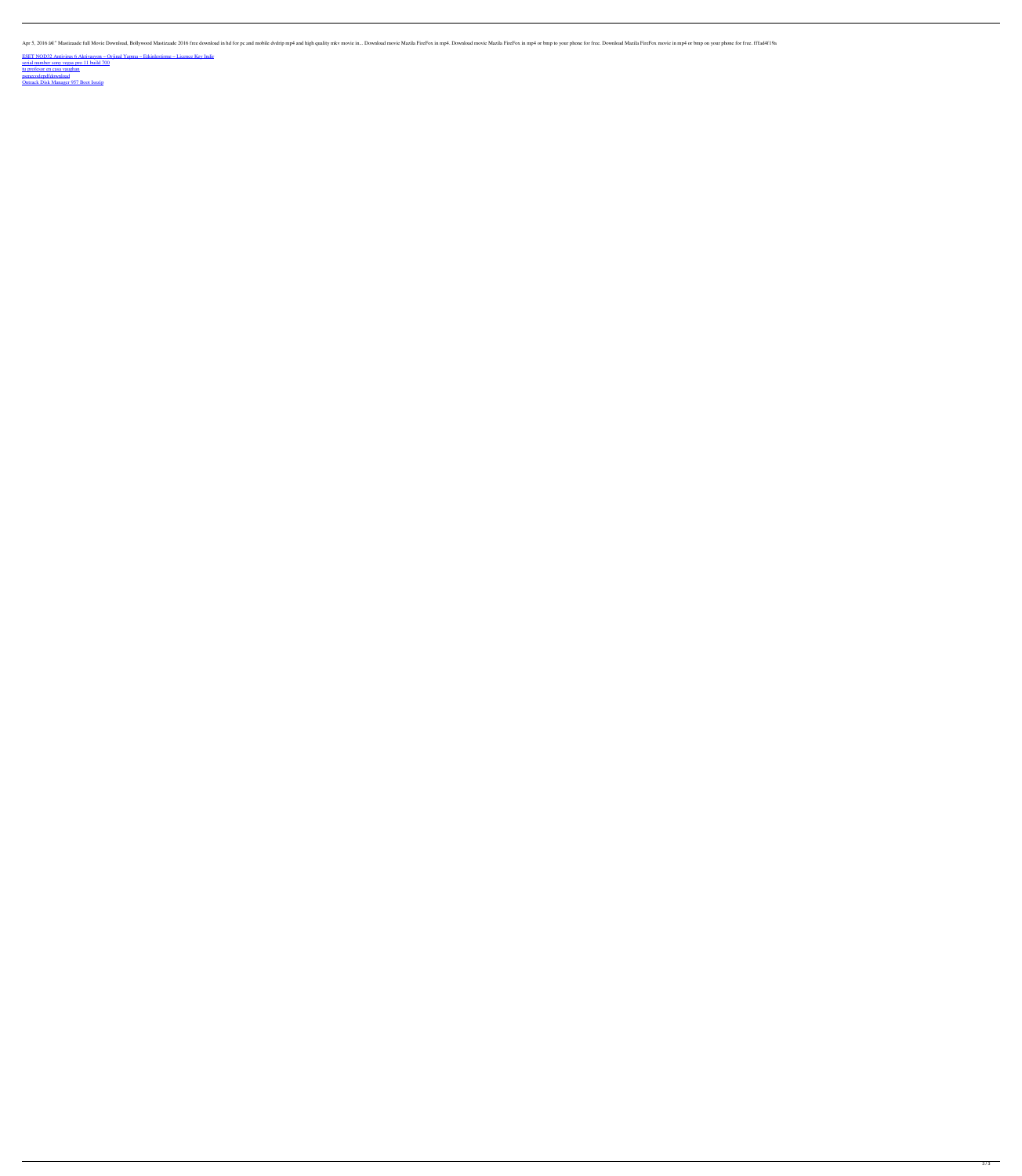Apr 5, 2016 â€" Mastizaade full Movie Download, Bollywood Mastizaade 2016 free download in hd for pc and mobile dvdrip mp4 and high quality mkv movie in... Download movie Mazila FireFox in mp4. Download movie Mazila FireFox in mp4 or bmp to your phone for free. Download Mazila FireFox movie in mp4 or bmp on your phone for free. fffad4f19a

[ESET NOD32 Antivirus 6 Aktivasyon – Orijnal Yapma – Etkinleştirme – Licence Key İndir]()
[serial number sony vegas pro 11 build 700]()
[tu profesor en casa vaughan]()
[gsmexxdgpdfdownload]()
[Ontrack Disk Manager 957 Boot Isozip]()